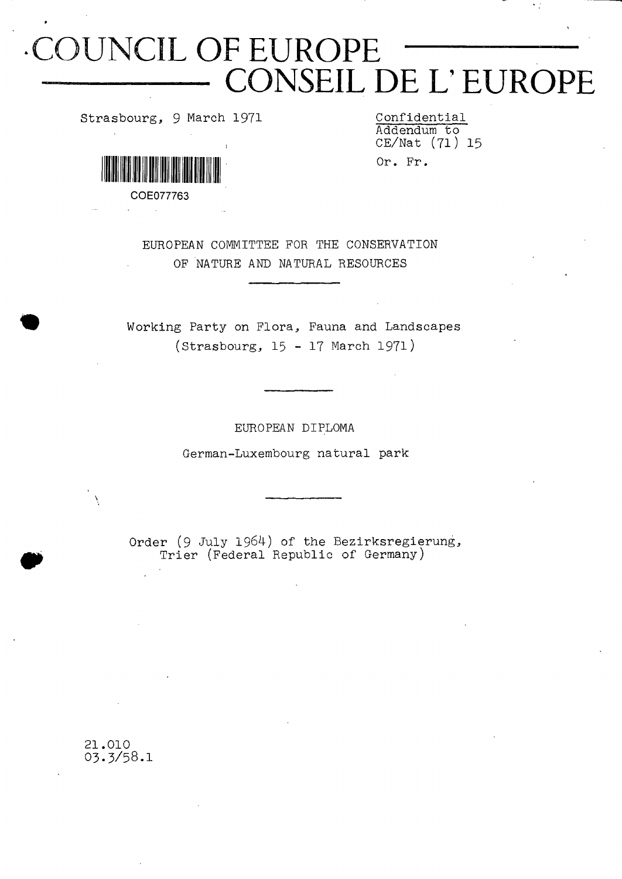# COUNCIL OF EUROPE
# CONSEIL DE L'EUROPE

Strasbourg, 9 March 1971

Confidential
Addendum to
CE/Nat (71) 15

Or. Fr.

COE077763

EUROPEAN COMMITTEE FOR THE CONSERVATION
OF NATURE AND NATURAL RESOURCES

Working Party on Flora, Fauna and Landscapes
(Strasbourg, 15 - 17 March 1971)

EUROPEAN DIPLOMA

German-Luxembourg natural park

Order (9 July 1964) of the Bezirksregierung,
Trier (Federal Republic of Germany)

21.010
03.3/58.1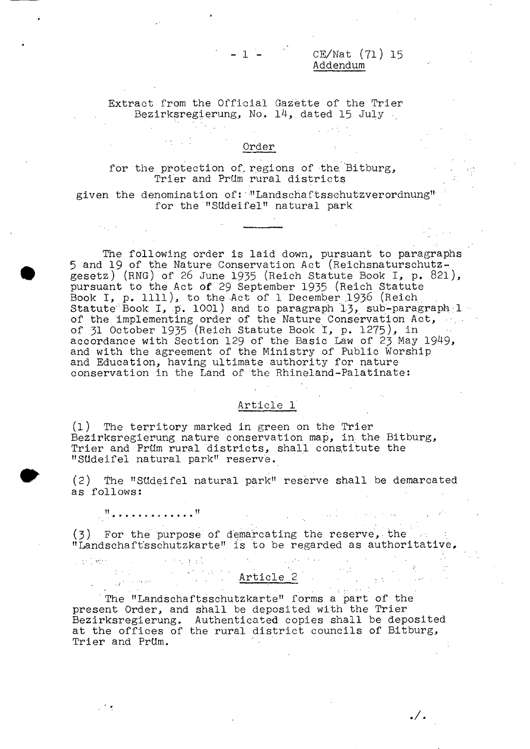CE/Nat (71) 15
Addendum

Extract from the Official Gazette of the Trier Bezirksregierung, No. 14, dated 15 July

## Order

for the protection of regions of the Bitburg, Trier and Prüm rural districts

given the denomination of: "Landschaftsschutzverordnung" for the "Südeifel" natural park

---

The following order is laid down, pursuant to paragraphs 5 and 19 of the Nature Conservation Act (Reichsnaturschutzgesetz) (RNG) of 26 June 1935 (Reich Statute Book I, p. 821), pursuant to the Act of 29 September 1935 (Reich Statute Book I, p. 1111), to the Act of 1 December 1936 (Reich Statute Book I, p. 1001) and to paragraph 13, sub-paragraph 1 of the implementing order of the Nature Conservation Act, of 31 October 1935 (Reich Statute Book I, p. 1275), in accordance with Section 129 of the Basic Law of 23 May 1949, and with the agreement of the Ministry of Public Worship and Education, having ultimate authority for nature conservation in the Land of the Rhineland-Palatinate:

### Article 1

(1) The territory marked in green on the Trier Bezirksregierung nature conservation map, in the Bitburg, Trier and Prüm rural districts, shall constitute the "Südeifel natural park" reserve.

(2) The "Südeifel natural park" reserve shall be demarcated as follows:

"............"

(3) For the purpose of demarcating the reserve, the "Landschaftsschutzkarte" is to be regarded as authoritative.

### Article 2

The "Landschaftsschutzkarte" forms a part of the present Order, and shall be deposited with the Trier Bezirksregierung. Authenticated copies shall be deposited at the offices of the rural district councils of Bitburg, Trier and Prüm.

./.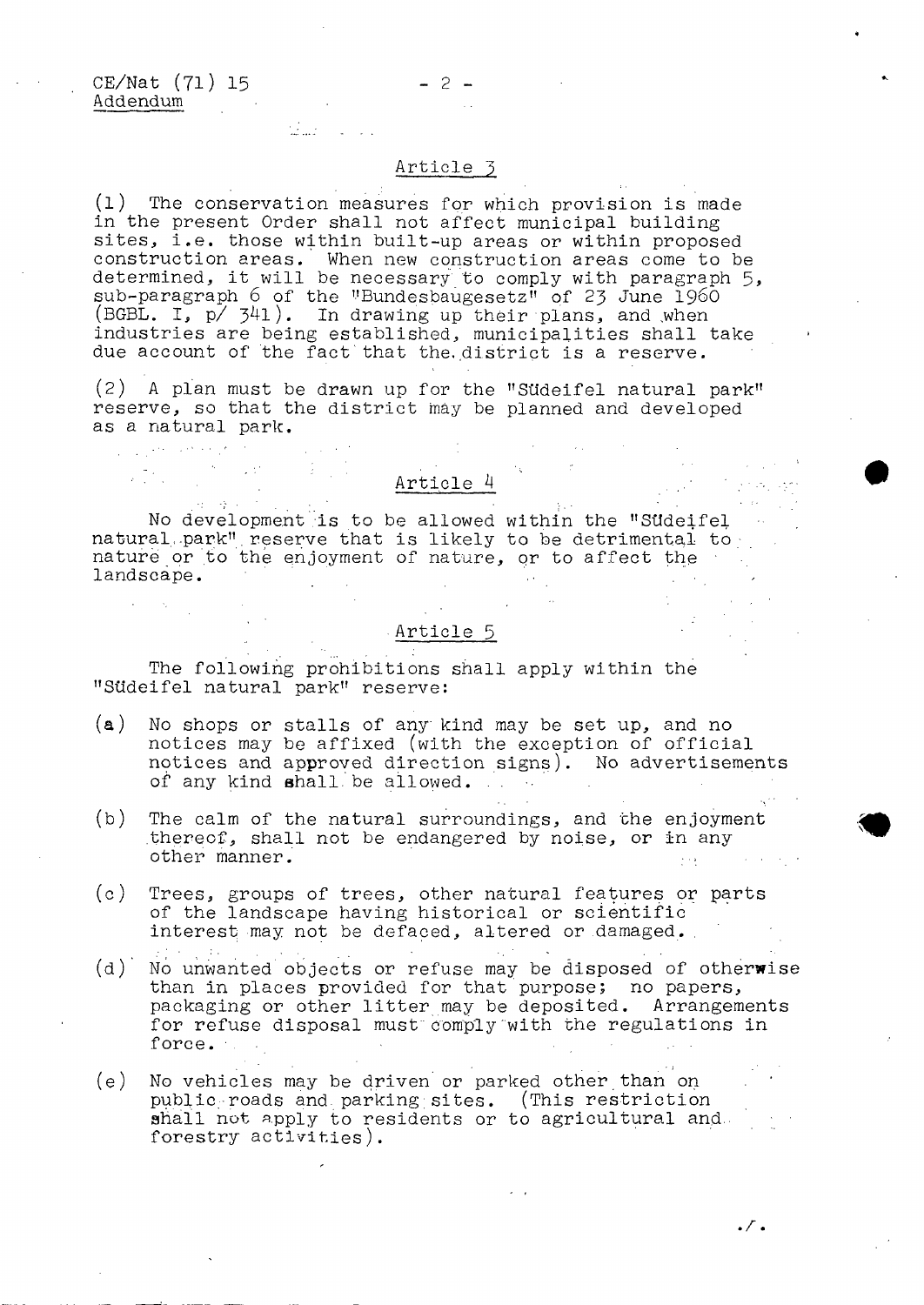## Article 3

(1) The conservation measures for which provision is made in the present Order shall not affect municipal building sites, i.e. those within built-up areas or within proposed construction areas. When new construction areas come to be determined, it will be necessary to comply with paragraph 5, sub-paragraph 6 of the "Bundesbaugesetz" of 23 June 1960 (BGBL. I, p/ 341). In drawing up their plans, and when industries are being established, municipalities shall take due account of the fact that the district is a reserve.

(2) A plan must be drawn up for the "Südeifel natural park" reserve, so that the district may be planned and developed as a natural park.

## Article 4

No development is to be allowed within the "Südeifel natural park" reserve that is likely to be detrimental to nature or to the enjoyment of nature, or to affect the landscape.

## Article 5

The following prohibitions shall apply within the "Südeifel natural park" reserve:

(a) No shops or stalls of any kind may be set up, and no notices may be affixed (with the exception of official notices and approved direction signs). No advertisements of any kind shall be allowed.

(b) The calm of the natural surroundings, and the enjoyment thereof, shall not be endangered by noise, or in any other manner.

(c) Trees, groups of trees, other natural features or parts of the landscape having historical or scientific interest may not be defaced, altered or damaged.

(d) No unwanted objects or refuse may be disposed of otherwise than in places provided for that purpose; no papers, packaging or other litter may be deposited. Arrangements for refuse disposal must comply with the regulations in force.

(e) No vehicles may be driven or parked other than on public roads and parking sites. (This restriction shall not apply to residents or to agricultural and forestry activities).

./.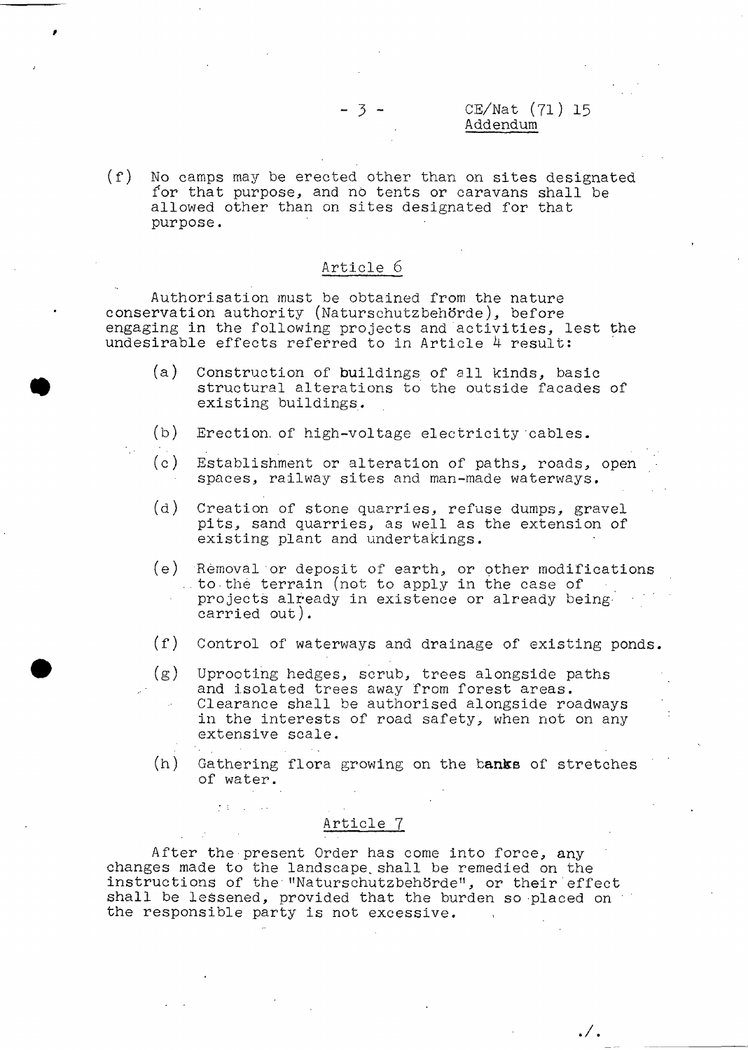(f) No camps may be erected other than on sites designated for that purpose, and no tents or caravans shall be allowed other than on sites designated for that purpose.

## Article 6

Authorisation must be obtained from the nature conservation authority (Naturschutzbehörde), before engaging in the following projects and activities, lest the undesirable effects referred to in Article 4 result:

(a) Construction of buildings of all kinds, basic structural alterations to the outside facades of existing buildings.

(b) Erection of high-voltage electricity cables.

(c) Establishment or alteration of paths, roads, open spaces, railway sites and man-made waterways.

(d) Creation of stone quarries, refuse dumps, gravel pits, sand quarries, as well as the extension of existing plant and undertakings.

(e) Removal or deposit of earth, or other modifications to the terrain (not to apply in the case of projects already in existence or already being carried out).

(f) Control of waterways and drainage of existing ponds.

(g) Uprooting hedges, scrub, trees alongside paths and isolated trees away from forest areas. Clearance shall be authorised alongside roadways in the interests of road safety, when not on any extensive scale.

(h) Gathering flora growing on the banks of stretches of water.

## Article 7

After the present Order has come into force, any changes made to the landscape shall be remedied on the instructions of the "Naturschutzbehörde", or their effect shall be lessened, provided that the burden so placed on the responsible party is not excessive.

./.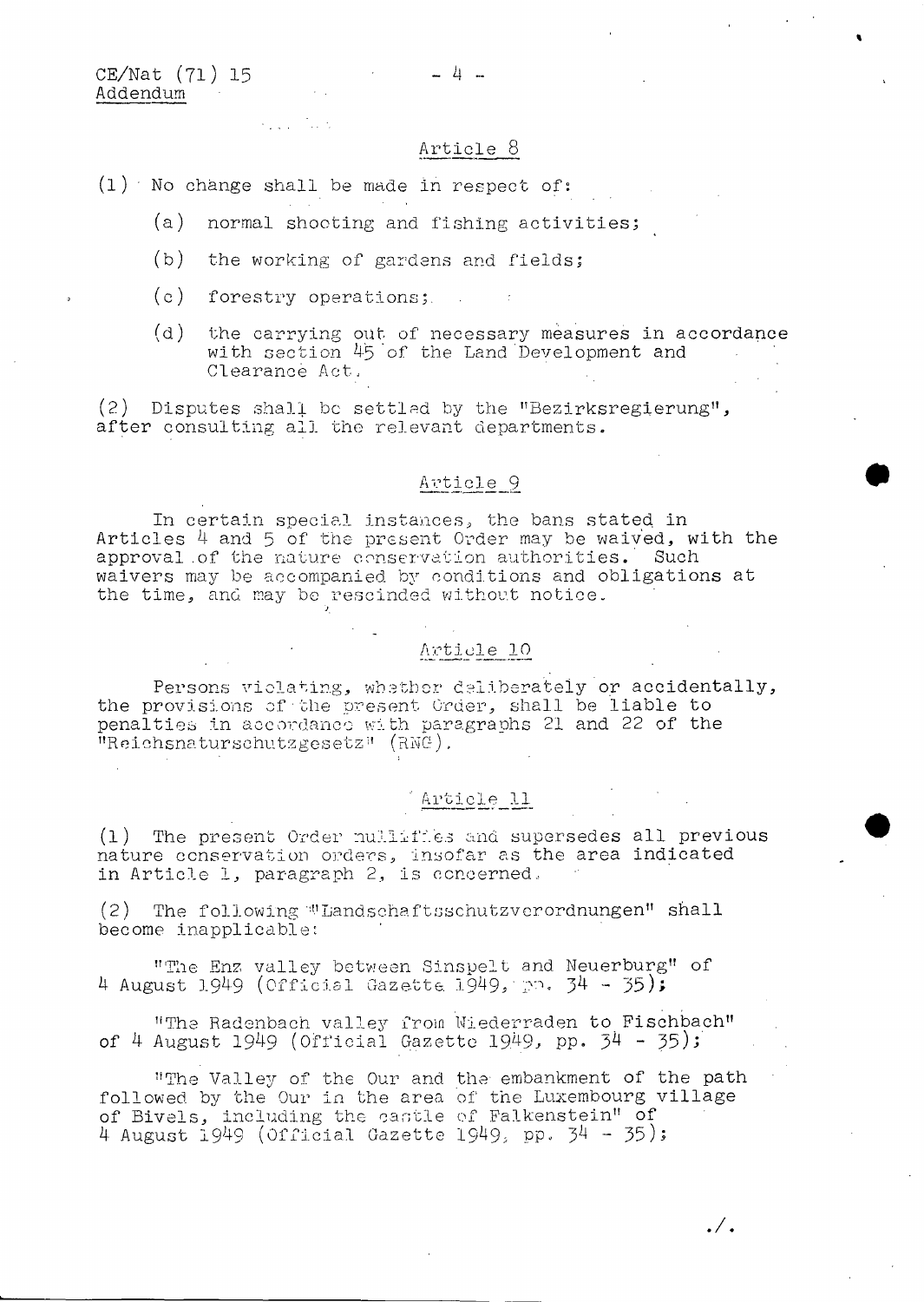## Article 8

(1) No change shall be made in respect of:

(a) normal shooting and fishing activities;

(b) the working of gardens and fields;

(c) forestry operations;

(d) the carrying out of necessary measures in accordance with section 45 of the Land Development and Clearance Act.

(2) Disputes shall be settled by the "Bezirksregierung", after consulting all the relevant departments.

## Article 9

In certain special instances, the bans stated in Articles 4 and 5 of the present Order may be waived, with the approval of the nature conservation authorities. Such waivers may be accompanied by conditions and obligations at the time, and may be rescinded without notice.

## Article 10

Persons violating, whether deliberately or accidentally, the provisions of the present Order, shall be liable to penalties in accordance with paragraphs 21 and 22 of the "Reichsnaturschutzgesetz" (RNG).

## Article 11

(1) The present Order nullifies and supersedes all previous nature conservation orders, insofar as the area indicated in Article 1, paragraph 2, is concerned.

(2) The following "Landschaftsschutzverordnungen" shall become inapplicable:

"The Enz valley between Sinspelt and Neuerburg" of 4 August 1949 (Official Gazette 1949, pp. 34 - 35);

"The Radenbach valley from Niederraden to Fischbach" of 4 August 1949 (Official Gazette 1949, pp. 34 - 35);

"The Valley of the Our and the embankment of the path followed by the Our in the area of the Luxembourg village of Bivels, including the castle of Falkenstein" of 4 August 1949 (Official Gazette 1949, pp. 34 - 35);

./.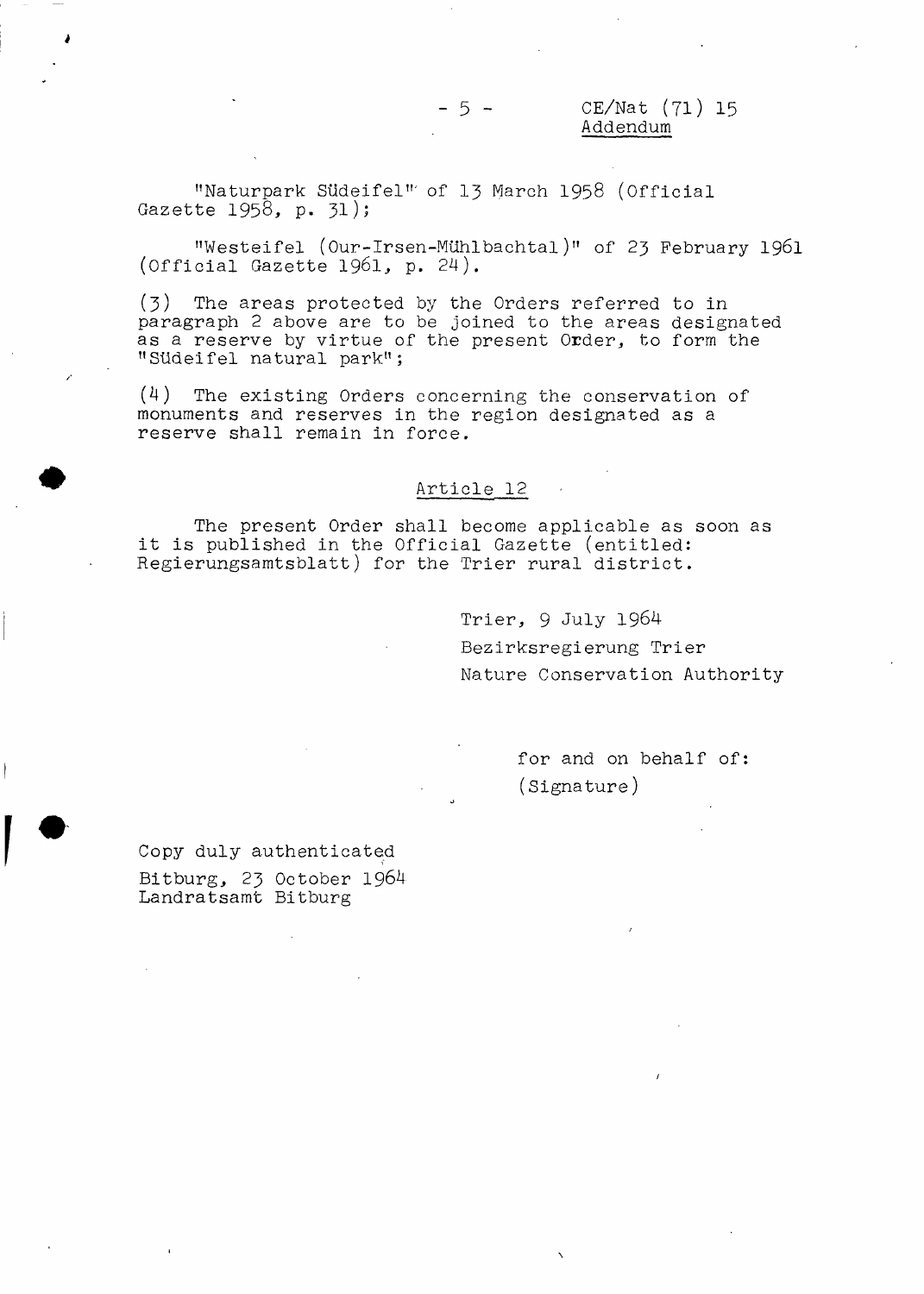"Naturpark Südeifel" of 13 March 1958 (Official Gazette 1958, p. 31);

"Westeifel (Our-Irsen-Mühlbachtal)" of 23 February 1961 (Official Gazette 1961, p. 24).

(3) The areas protected by the Orders referred to in paragraph 2 above are to be joined to the areas designated as a reserve by virtue of the present Order, to form the "Südeifel natural park";

(4) The existing Orders concerning the conservation of monuments and reserves in the region designated as a reserve shall remain in force.

## Article 12

The present Order shall become applicable as soon as it is published in the Official Gazette (entitled: Regierungsamtsblatt) for the Trier rural district.

Trier, 9 July 1964
Bezirksregierung Trier
Nature Conservation Authority

for and on behalf of:
(Signature)

Copy duly authenticated
Bitburg, 23 October 1964
Landratsamt Bitburg